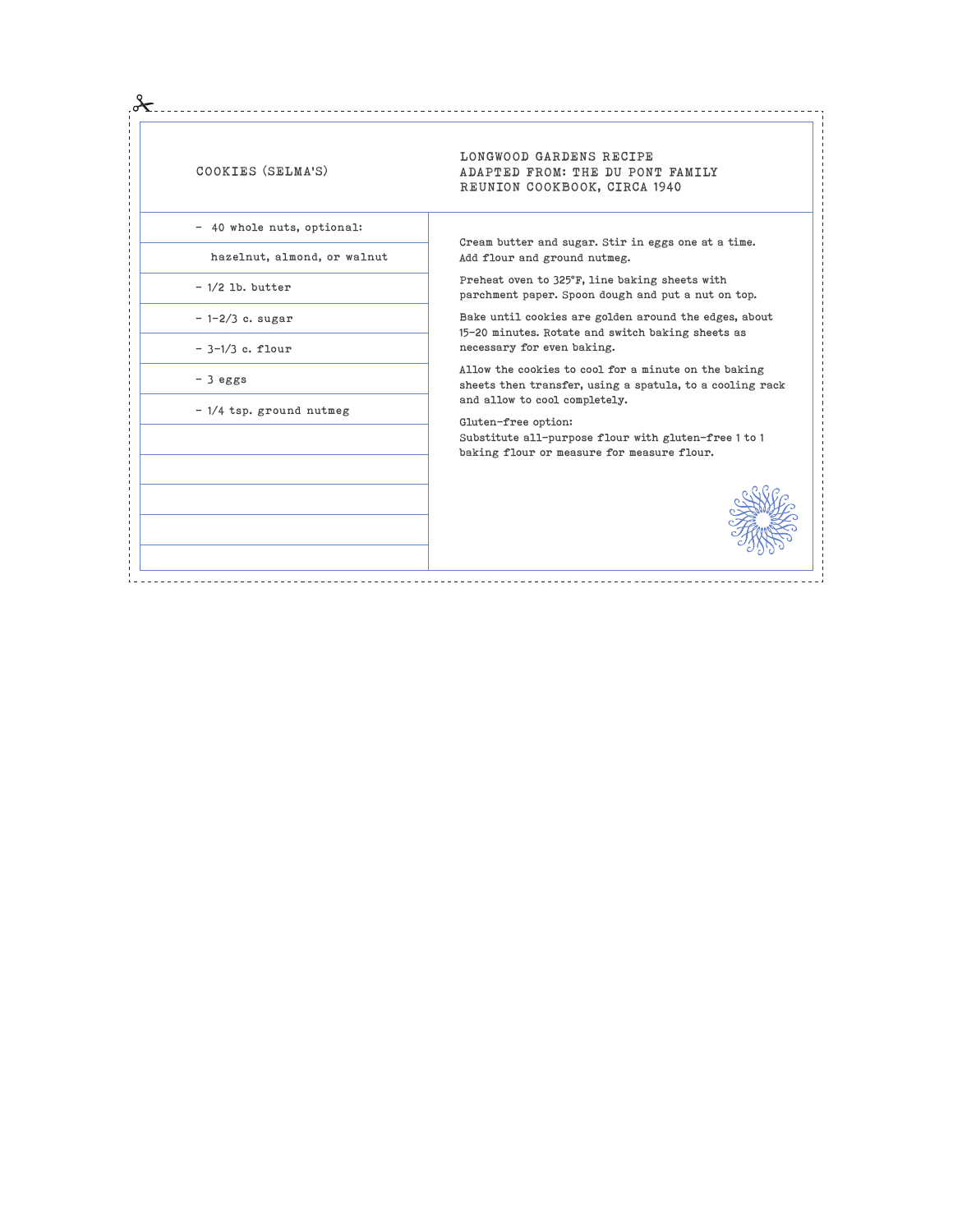# COOKIES (SELMA'S)

LONGWOOD GARDENS RECIPE
ADAPTED FROM: THE DU PONT FAMILY REUNION COOKBOOK, CIRCA 1940

- 40 whole nuts, optional: hazelnut, almond, or walnut
- 1/2 lb. butter
- 1-2/3 c. sugar
- 3-1/3 c. flour
- 3 eggs
- 1/4 tsp. ground nutmeg

Cream butter and sugar. Stir in eggs one at a time. Add flour and ground nutmeg.

Preheat oven to 325°F, line baking sheets with parchment paper. Spoon dough and put a nut on top.

Bake until cookies are golden around the edges, about 15-20 minutes. Rotate and switch baking sheets as necessary for even baking.

Allow the cookies to cool for a minute on the baking sheets then transfer, using a spatula, to a cooling rack and allow to cool completely.

Gluten-free option:
Substitute all-purpose flour with gluten-free 1 to 1 baking flour or measure for measure flour.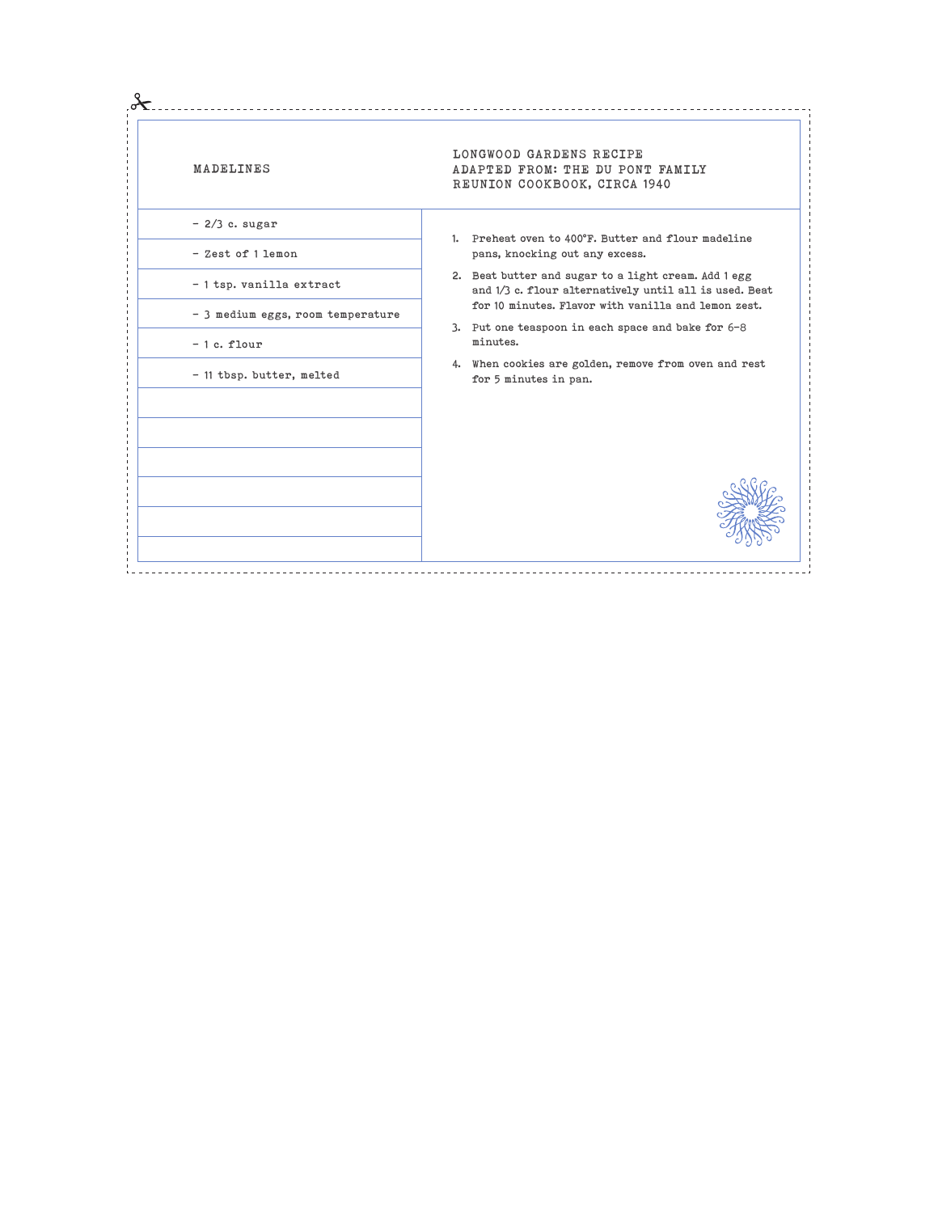MADELINES

LONGWOOD GARDENS RECIPE
ADAPTED FROM: THE DU PONT FAMILY REUNION COOKBOOK, CIRCA 1940

- 2/3 c. sugar
- Zest of 1 lemon
- 1 tsp. vanilla extract
- 3 medium eggs, room temperature
- 1 c. flour
- 11 tbsp. butter, melted

1. Preheat oven to 400°F. Butter and flour madeline pans, knocking out any excess.
2. Beat butter and sugar to a light cream. Add 1 egg and 1/3 c. flour alternatively until all is used. Beat for 10 minutes. Flavor with vanilla and lemon zest.
3. Put one teaspoon in each space and bake for 6-8 minutes.
4. When cookies are golden, remove from oven and rest for 5 minutes in pan.